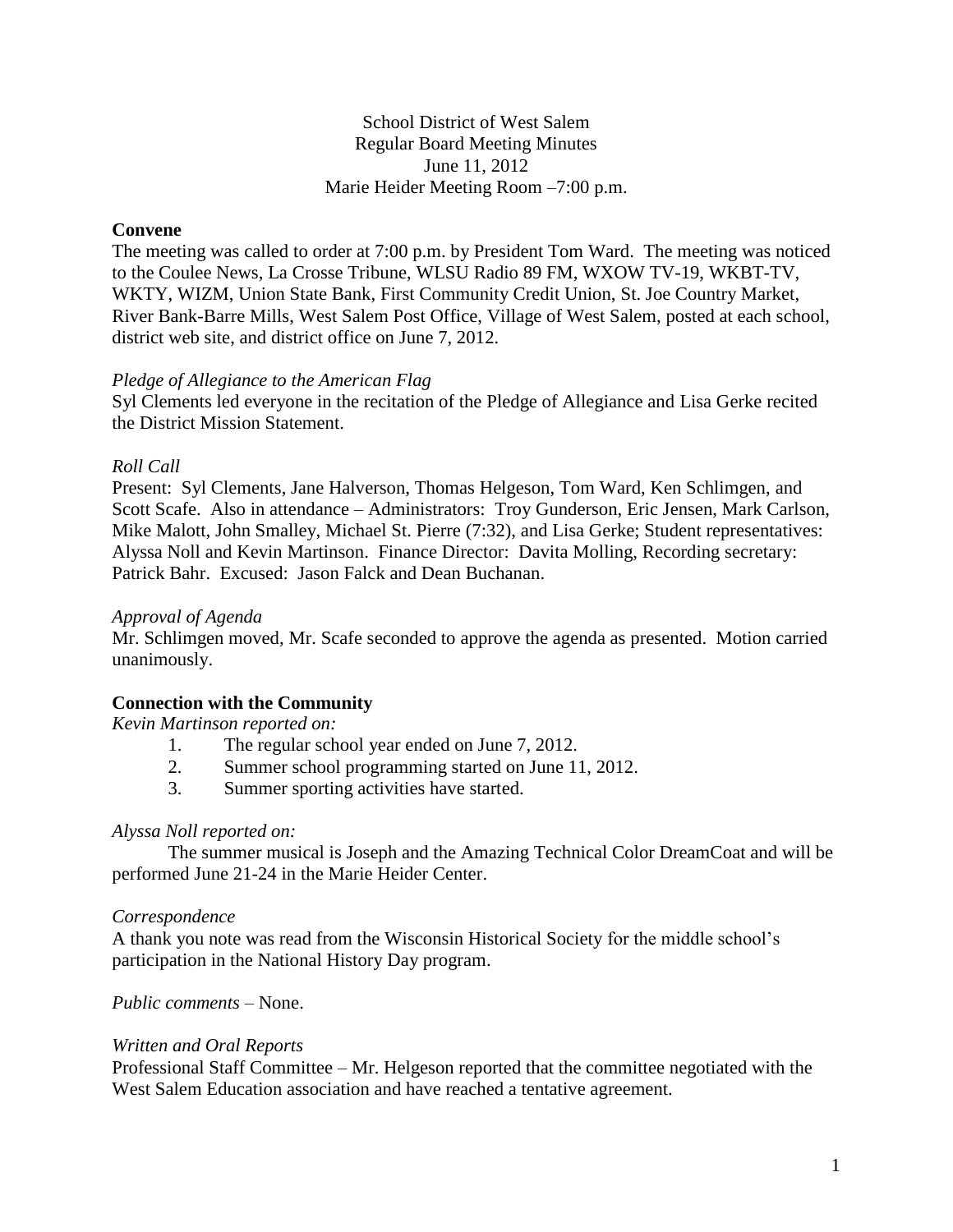# School District of West Salem
## Regular Board Meeting Minutes
### June 11, 2012
### Marie Heider Meeting Room –7:00 p.m.

**Convene**

The meeting was called to order at 7:00 p.m. by President Tom Ward. The meeting was noticed to the Coulee News, La Crosse Tribune, WLSU Radio 89 FM, WXOW TV-19, WKBT-TV, WKTY, WIZM, Union State Bank, First Community Credit Union, St. Joe Country Market, River Bank-Barre Mills, West Salem Post Office, Village of West Salem, posted at each school, district web site, and district office on June 7, 2012.

*Pledge of Allegiance to the American Flag*

Syl Clements led everyone in the recitation of the Pledge of Allegiance and Lisa Gerke recited the District Mission Statement.

*Roll Call*

Present: Syl Clements, Jane Halverson, Thomas Helgeson, Tom Ward, Ken Schlimgen, and Scott Scafe. Also in attendance – Administrators: Troy Gunderson, Eric Jensen, Mark Carlson, Mike Malott, John Smalley, Michael St. Pierre (7:32), and Lisa Gerke; Student representatives: Alyssa Noll and Kevin Martinson. Finance Director: Davita Molling, Recording secretary: Patrick Bahr. Excused: Jason Falck and Dean Buchanan.

*Approval of Agenda*

Mr. Schlimgen moved, Mr. Scafe seconded to approve the agenda as presented. Motion carried unanimously.

**Connection with the Community**

*Kevin Martinson reported on:*

1. The regular school year ended on June 7, 2012.
2. Summer school programming started on June 11, 2012.
3. Summer sporting activities have started.

*Alyssa Noll reported on:*

The summer musical is Joseph and the Amazing Technical Color DreamCoat and will be performed June 21-24 in the Marie Heider Center.

*Correspondence*

A thank you note was read from the Wisconsin Historical Society for the middle school's participation in the National History Day program.

*Public comments* – None.

*Written and Oral Reports*

Professional Staff Committee – Mr. Helgeson reported that the committee negotiated with the West Salem Education association and have reached a tentative agreement.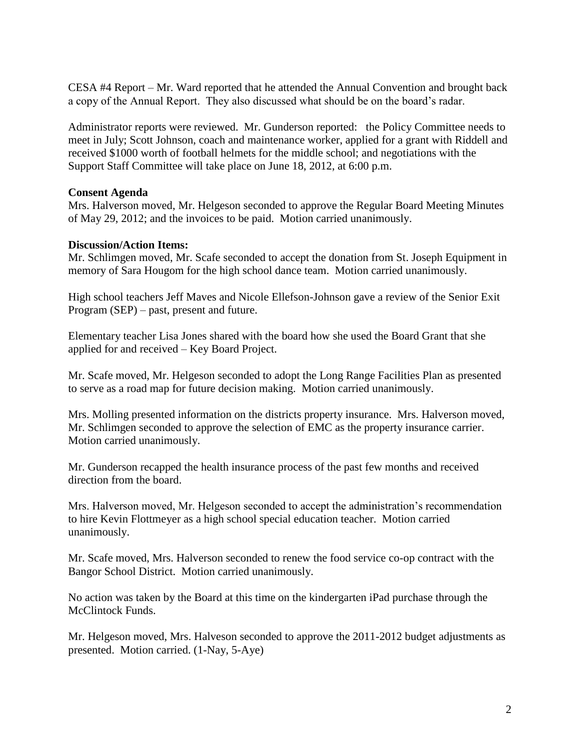CESA #4 Report – Mr. Ward reported that he attended the Annual Convention and brought back a copy of the Annual Report. They also discussed what should be on the board's radar.

Administrator reports were reviewed. Mr. Gunderson reported: the Policy Committee needs to meet in July; Scott Johnson, coach and maintenance worker, applied for a grant with Riddell and received $1000 worth of football helmets for the middle school; and negotiations with the Support Staff Committee will take place on June 18, 2012, at 6:00 p.m.

**Consent Agenda**

Mrs. Halverson moved, Mr. Helgeson seconded to approve the Regular Board Meeting Minutes of May 29, 2012; and the invoices to be paid. Motion carried unanimously.

**Discussion/Action Items:**

Mr. Schlimgen moved, Mr. Scafe seconded to accept the donation from St. Joseph Equipment in memory of Sara Hougom for the high school dance team. Motion carried unanimously.

High school teachers Jeff Maves and Nicole Ellefson-Johnson gave a review of the Senior Exit Program (SEP) – past, present and future.

Elementary teacher Lisa Jones shared with the board how she used the Board Grant that she applied for and received – Key Board Project.

Mr. Scafe moved, Mr. Helgeson seconded to adopt the Long Range Facilities Plan as presented to serve as a road map for future decision making. Motion carried unanimously.

Mrs. Molling presented information on the districts property insurance. Mrs. Halverson moved, Mr. Schlimgen seconded to approve the selection of EMC as the property insurance carrier. Motion carried unanimously.

Mr. Gunderson recapped the health insurance process of the past few months and received direction from the board.

Mrs. Halverson moved, Mr. Helgeson seconded to accept the administration's recommendation to hire Kevin Flottmeyer as a high school special education teacher. Motion carried unanimously.

Mr. Scafe moved, Mrs. Halverson seconded to renew the food service co-op contract with the Bangor School District. Motion carried unanimously.

No action was taken by the Board at this time on the kindergarten iPad purchase through the McClintock Funds.

Mr. Helgeson moved, Mrs. Halveson seconded to approve the 2011-2012 budget adjustments as presented. Motion carried. (1-Nay, 5-Aye)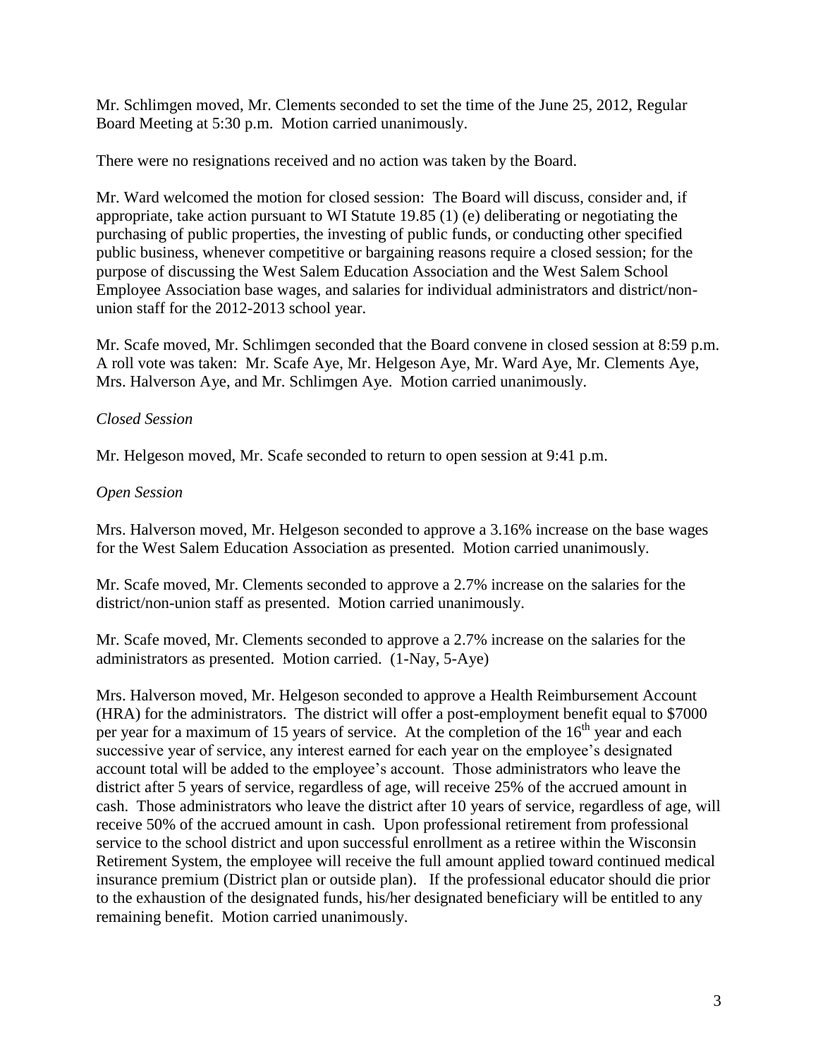Mr. Schlimgen moved, Mr. Clements seconded to set the time of the June 25, 2012, Regular Board Meeting at 5:30 p.m. Motion carried unanimously.

There were no resignations received and no action was taken by the Board.

Mr. Ward welcomed the motion for closed session: The Board will discuss, consider and, if appropriate, take action pursuant to WI Statute 19.85 (1) (e) deliberating or negotiating the purchasing of public properties, the investing of public funds, or conducting other specified public business, whenever competitive or bargaining reasons require a closed session; for the purpose of discussing the West Salem Education Association and the West Salem School Employee Association base wages, and salaries for individual administrators and district/non-union staff for the 2012-2013 school year.

Mr. Scafe moved, Mr. Schlimgen seconded that the Board convene in closed session at 8:59 p.m. A roll vote was taken: Mr. Scafe Aye, Mr. Helgeson Aye, Mr. Ward Aye, Mr. Clements Aye, Mrs. Halverson Aye, and Mr. Schlimgen Aye. Motion carried unanimously.

*Closed Session*

Mr. Helgeson moved, Mr. Scafe seconded to return to open session at 9:41 p.m.

*Open Session*

Mrs. Halverson moved, Mr. Helgeson seconded to approve a 3.16% increase on the base wages for the West Salem Education Association as presented. Motion carried unanimously.

Mr. Scafe moved, Mr. Clements seconded to approve a 2.7% increase on the salaries for the district/non-union staff as presented. Motion carried unanimously.

Mr. Scafe moved, Mr. Clements seconded to approve a 2.7% increase on the salaries for the administrators as presented. Motion carried. (1-Nay, 5-Aye)

Mrs. Halverson moved, Mr. Helgeson seconded to approve a Health Reimbursement Account (HRA) for the administrators. The district will offer a post-employment benefit equal to $7000 per year for a maximum of 15 years of service. At the completion of the 16th year and each successive year of service, any interest earned for each year on the employee's designated account total will be added to the employee's account. Those administrators who leave the district after 5 years of service, regardless of age, will receive 25% of the accrued amount in cash. Those administrators who leave the district after 10 years of service, regardless of age, will receive 50% of the accrued amount in cash. Upon professional retirement from professional service to the school district and upon successful enrollment as a retiree within the Wisconsin Retirement System, the employee will receive the full amount applied toward continued medical insurance premium (District plan or outside plan). If the professional educator should die prior to the exhaustion of the designated funds, his/her designated beneficiary will be entitled to any remaining benefit. Motion carried unanimously.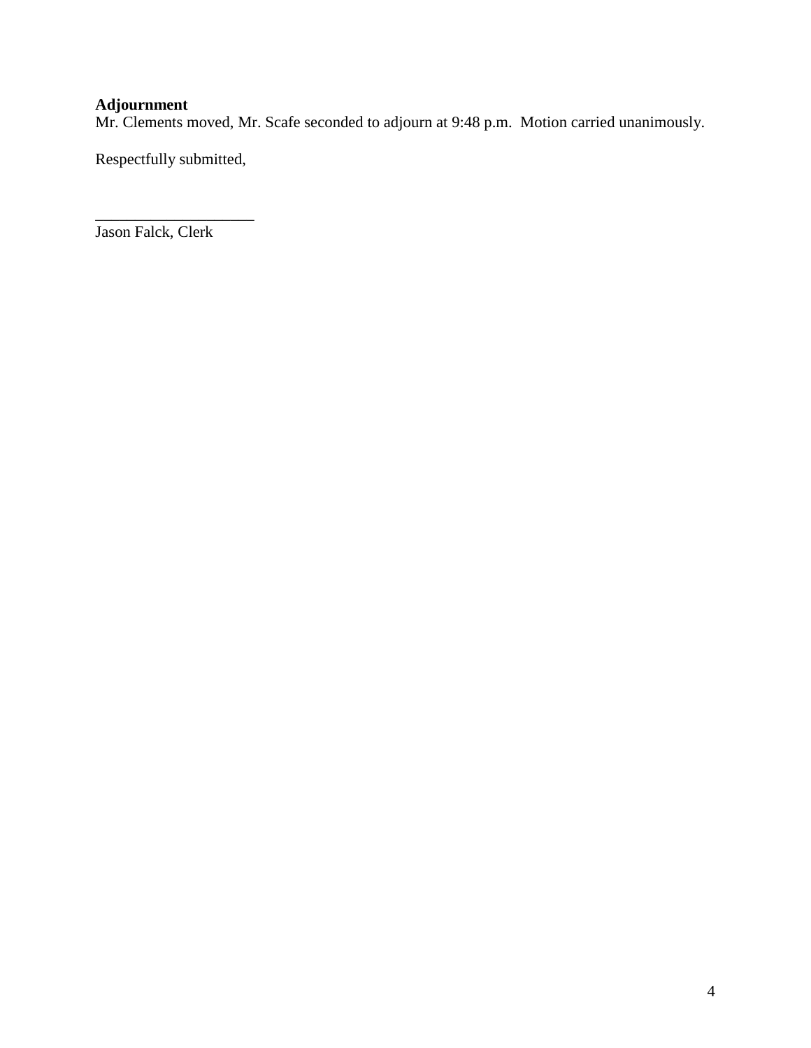**Adjournment**
Mr. Clements moved, Mr. Scafe seconded to adjourn at 9:48 p.m. Motion carried unanimously.

Respectfully submitted,

____________________
Jason Falck, Clerk